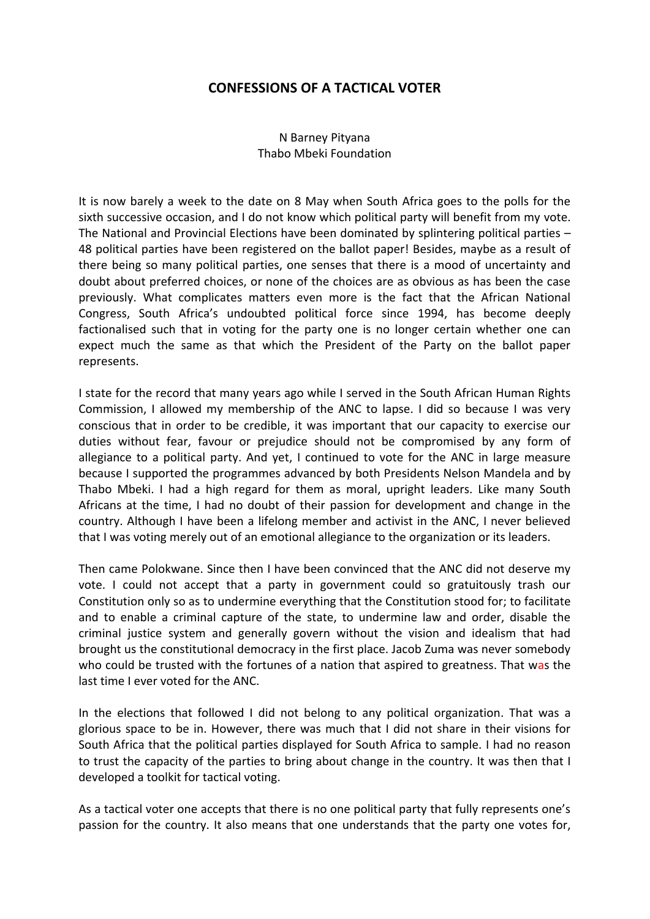# CONFESSIONS OF A TACTICAL VOTER

N Barney Pityana
Thabo Mbeki Foundation

It is now barely a week to the date on 8 May when South Africa goes to the polls for the sixth successive occasion, and I do not know which political party will benefit from my vote. The National and Provincial Elections have been dominated by splintering political parties – 48 political parties have been registered on the ballot paper! Besides, maybe as a result of there being so many political parties, one senses that there is a mood of uncertainty and doubt about preferred choices, or none of the choices are as obvious as has been the case previously. What complicates matters even more is the fact that the African National Congress, South Africa's undoubted political force since 1994, has become deeply factionalised such that in voting for the party one is no longer certain whether one can expect much the same as that which the President of the Party on the ballot paper represents.

I state for the record that many years ago while I served in the South African Human Rights Commission, I allowed my membership of the ANC to lapse. I did so because I was very conscious that in order to be credible, it was important that our capacity to exercise our duties without fear, favour or prejudice should not be compromised by any form of allegiance to a political party. And yet, I continued to vote for the ANC in large measure because I supported the programmes advanced by both Presidents Nelson Mandela and by Thabo Mbeki. I had a high regard for them as moral, upright leaders. Like many South Africans at the time, I had no doubt of their passion for development and change in the country. Although I have been a lifelong member and activist in the ANC, I never believed that I was voting merely out of an emotional allegiance to the organization or its leaders.

Then came Polokwane. Since then I have been convinced that the ANC did not deserve my vote. I could not accept that a party in government could so gratuitously trash our Constitution only so as to undermine everything that the Constitution stood for; to facilitate and to enable a criminal capture of the state, to undermine law and order, disable the criminal justice system and generally govern without the vision and idealism that had brought us the constitutional democracy in the first place. Jacob Zuma was never somebody who could be trusted with the fortunes of a nation that aspired to greatness. That was the last time I ever voted for the ANC.

In the elections that followed I did not belong to any political organization. That was a glorious space to be in. However, there was much that I did not share in their visions for South Africa that the political parties displayed for South Africa to sample. I had no reason to trust the capacity of the parties to bring about change in the country. It was then that I developed a toolkit for tactical voting.

As a tactical voter one accepts that there is no one political party that fully represents one's passion for the country. It also means that one understands that the party one votes for,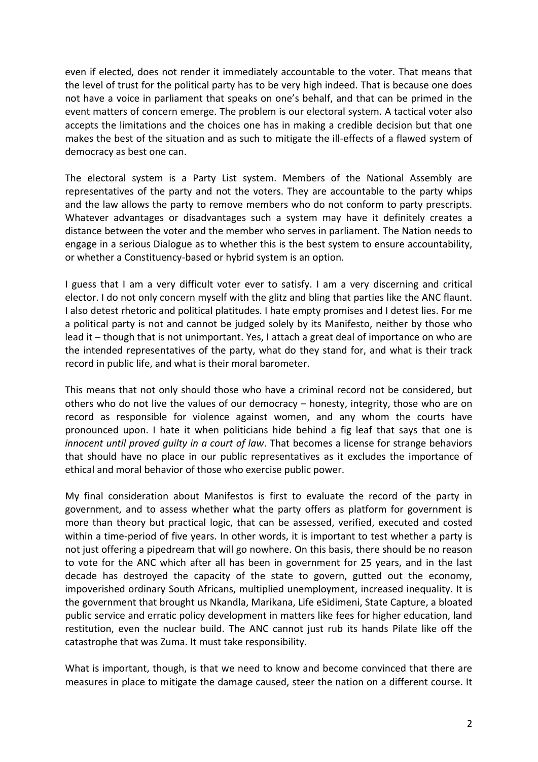even if elected, does not render it immediately accountable to the voter. That means that the level of trust for the political party has to be very high indeed. That is because one does not have a voice in parliament that speaks on one's behalf, and that can be primed in the event matters of concern emerge. The problem is our electoral system. A tactical voter also accepts the limitations and the choices one has in making a credible decision but that one makes the best of the situation and as such to mitigate the ill-effects of a flawed system of democracy as best one can.

The electoral system is a Party List system. Members of the National Assembly are representatives of the party and not the voters. They are accountable to the party whips and the law allows the party to remove members who do not conform to party prescripts. Whatever advantages or disadvantages such a system may have it definitely creates a distance between the voter and the member who serves in parliament. The Nation needs to engage in a serious Dialogue as to whether this is the best system to ensure accountability, or whether a Constituency-based or hybrid system is an option.

I guess that I am a very difficult voter ever to satisfy. I am a very discerning and critical elector. I do not only concern myself with the glitz and bling that parties like the ANC flaunt. I also detest rhetoric and political platitudes. I hate empty promises and I detest lies. For me a political party is not and cannot be judged solely by its Manifesto, neither by those who lead it – though that is not unimportant. Yes, I attach a great deal of importance on who are the intended representatives of the party, what do they stand for, and what is their track record in public life, and what is their moral barometer.

This means that not only should those who have a criminal record not be considered, but others who do not live the values of our democracy – honesty, integrity, those who are on record as responsible for violence against women, and any whom the courts have pronounced upon. I hate it when politicians hide behind a fig leaf that says that one is *innocent until proved guilty in a court of law*. That becomes a license for strange behaviors that should have no place in our public representatives as it excludes the importance of ethical and moral behavior of those who exercise public power.

My final consideration about Manifestos is first to evaluate the record of the party in government, and to assess whether what the party offers as platform for government is more than theory but practical logic, that can be assessed, verified, executed and costed within a time-period of five years. In other words, it is important to test whether a party is not just offering a pipedream that will go nowhere. On this basis, there should be no reason to vote for the ANC which after all has been in government for 25 years, and in the last decade has destroyed the capacity of the state to govern, gutted out the economy, impoverished ordinary South Africans, multiplied unemployment, increased inequality. It is the government that brought us Nkandla, Marikana, Life eSidimeni, State Capture, a bloated public service and erratic policy development in matters like fees for higher education, land restitution, even the nuclear build. The ANC cannot just rub its hands Pilate like off the catastrophe that was Zuma. It must take responsibility.

What is important, though, is that we need to know and become convinced that there are measures in place to mitigate the damage caused, steer the nation on a different course. It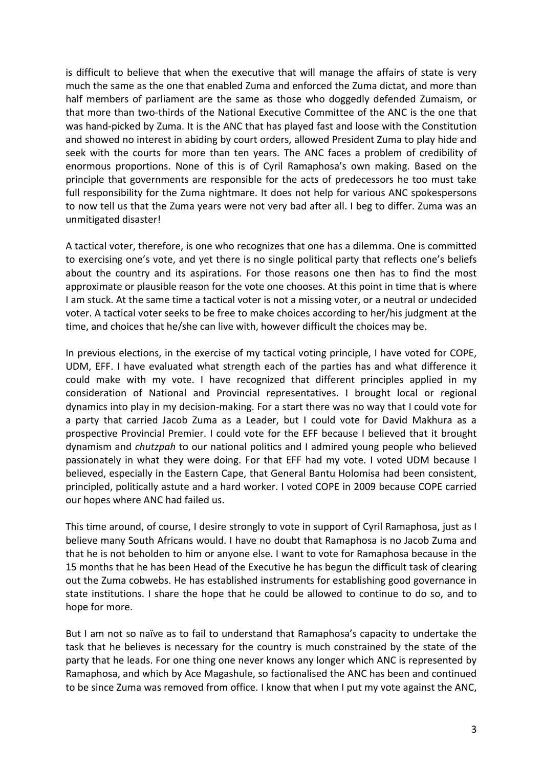is difficult to believe that when the executive that will manage the affairs of state is very much the same as the one that enabled Zuma and enforced the Zuma dictat, and more than half members of parliament are the same as those who doggedly defended Zumaism, or that more than two-thirds of the National Executive Committee of the ANC is the one that was hand-picked by Zuma. It is the ANC that has played fast and loose with the Constitution and showed no interest in abiding by court orders, allowed President Zuma to play hide and seek with the courts for more than ten years. The ANC faces a problem of credibility of enormous proportions. None of this is of Cyril Ramaphosa's own making. Based on the principle that governments are responsible for the acts of predecessors he too must take full responsibility for the Zuma nightmare. It does not help for various ANC spokespersons to now tell us that the Zuma years were not very bad after all. I beg to differ. Zuma was an unmitigated disaster!

A tactical voter, therefore, is one who recognizes that one has a dilemma. One is committed to exercising one's vote, and yet there is no single political party that reflects one's beliefs about the country and its aspirations. For those reasons one then has to find the most approximate or plausible reason for the vote one chooses. At this point in time that is where I am stuck. At the same time a tactical voter is not a missing voter, or a neutral or undecided voter. A tactical voter seeks to be free to make choices according to her/his judgment at the time, and choices that he/she can live with, however difficult the choices may be.

In previous elections, in the exercise of my tactical voting principle, I have voted for COPE, UDM, EFF. I have evaluated what strength each of the parties has and what difference it could make with my vote. I have recognized that different principles applied in my consideration of National and Provincial representatives. I brought local or regional dynamics into play in my decision-making. For a start there was no way that I could vote for a party that carried Jacob Zuma as a Leader, but I could vote for David Makhura as a prospective Provincial Premier. I could vote for the EFF because I believed that it brought dynamism and *chutzpah* to our national politics and I admired young people who believed passionately in what they were doing. For that EFF had my vote. I voted UDM because I believed, especially in the Eastern Cape, that General Bantu Holomisa had been consistent, principled, politically astute and a hard worker. I voted COPE in 2009 because COPE carried our hopes where ANC had failed us.

This time around, of course, I desire strongly to vote in support of Cyril Ramaphosa, just as I believe many South Africans would. I have no doubt that Ramaphosa is no Jacob Zuma and that he is not beholden to him or anyone else. I want to vote for Ramaphosa because in the 15 months that he has been Head of the Executive he has begun the difficult task of clearing out the Zuma cobwebs. He has established instruments for establishing good governance in state institutions. I share the hope that he could be allowed to continue to do so, and to hope for more.

But I am not so naïve as to fail to understand that Ramaphosa's capacity to undertake the task that he believes is necessary for the country is much constrained by the state of the party that he leads. For one thing one never knows any longer which ANC is represented by Ramaphosa, and which by Ace Magashule, so factionalised the ANC has been and continued to be since Zuma was removed from office. I know that when I put my vote against the ANC,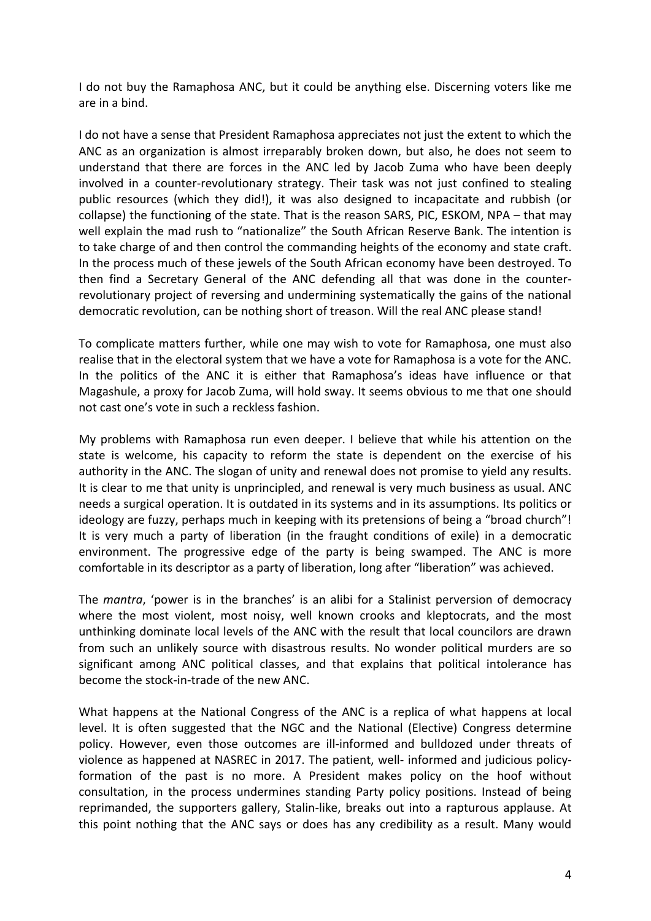I do not buy the Ramaphosa ANC, but it could be anything else. Discerning voters like me are in a bind.

I do not have a sense that President Ramaphosa appreciates not just the extent to which the ANC as an organization is almost irreparably broken down, but also, he does not seem to understand that there are forces in the ANC led by Jacob Zuma who have been deeply involved in a counter-revolutionary strategy. Their task was not just confined to stealing public resources (which they did!), it was also designed to incapacitate and rubbish (or collapse) the functioning of the state. That is the reason SARS, PIC, ESKOM, NPA – that may well explain the mad rush to "nationalize" the South African Reserve Bank. The intention is to take charge of and then control the commanding heights of the economy and state craft. In the process much of these jewels of the South African economy have been destroyed. To then find a Secretary General of the ANC defending all that was done in the counter-revolutionary project of reversing and undermining systematically the gains of the national democratic revolution, can be nothing short of treason. Will the real ANC please stand!

To complicate matters further, while one may wish to vote for Ramaphosa, one must also realise that in the electoral system that we have a vote for Ramaphosa is a vote for the ANC. In the politics of the ANC it is either that Ramaphosa's ideas have influence or that Magashule, a proxy for Jacob Zuma, will hold sway. It seems obvious to me that one should not cast one's vote in such a reckless fashion.

My problems with Ramaphosa run even deeper. I believe that while his attention on the state is welcome, his capacity to reform the state is dependent on the exercise of his authority in the ANC. The slogan of unity and renewal does not promise to yield any results. It is clear to me that unity is unprincipled, and renewal is very much business as usual. ANC needs a surgical operation. It is outdated in its systems and in its assumptions. Its politics or ideology are fuzzy, perhaps much in keeping with its pretensions of being a "broad church"! It is very much a party of liberation (in the fraught conditions of exile) in a democratic environment. The progressive edge of the party is being swamped. The ANC is more comfortable in its descriptor as a party of liberation, long after "liberation" was achieved.

The *mantra*, 'power is in the branches' is an alibi for a Stalinist perversion of democracy where the most violent, most noisy, well known crooks and kleptocrats, and the most unthinking dominate local levels of the ANC with the result that local councilors are drawn from such an unlikely source with disastrous results. No wonder political murders are so significant among ANC political classes, and that explains that political intolerance has become the stock-in-trade of the new ANC.

What happens at the National Congress of the ANC is a replica of what happens at local level. It is often suggested that the NGC and the National (Elective) Congress determine policy. However, even those outcomes are ill-informed and bulldozed under threats of violence as happened at NASREC in 2017. The patient, well- informed and judicious policy-formation of the past is no more. A President makes policy on the hoof without consultation, in the process undermines standing Party policy positions. Instead of being reprimanded, the supporters gallery, Stalin-like, breaks out into a rapturous applause. At this point nothing that the ANC says or does has any credibility as a result. Many would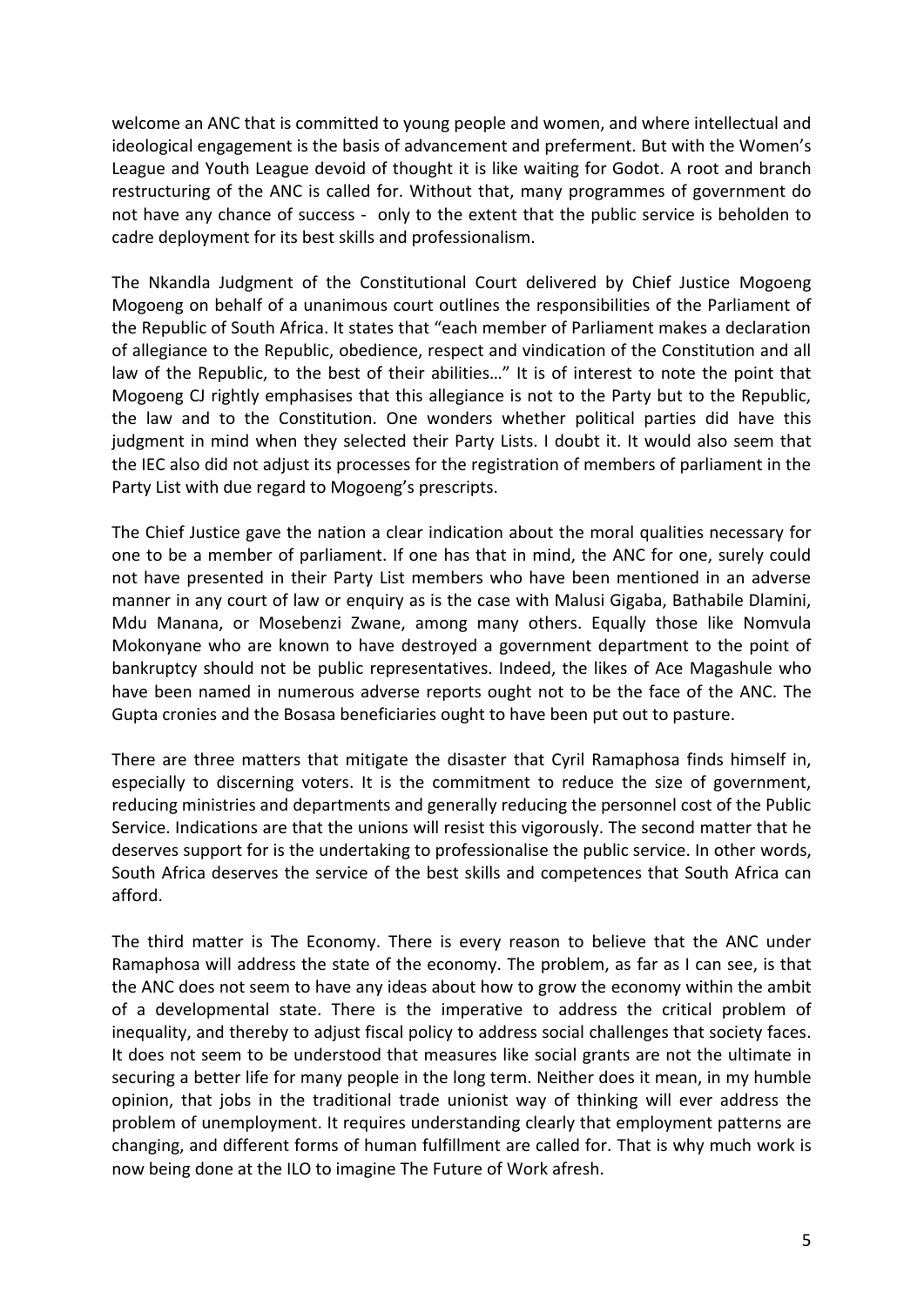welcome an ANC that is committed to young people and women, and where intellectual and ideological engagement is the basis of advancement and preferment. But with the Women's League and Youth League devoid of thought it is like waiting for Godot. A root and branch restructuring of the ANC is called for. Without that, many programmes of government do not have any chance of success - only to the extent that the public service is beholden to cadre deployment for its best skills and professionalism.

The Nkandla Judgment of the Constitutional Court delivered by Chief Justice Mogoeng Mogoeng on behalf of a unanimous court outlines the responsibilities of the Parliament of the Republic of South Africa. It states that "each member of Parliament makes a declaration of allegiance to the Republic, obedience, respect and vindication of the Constitution and all law of the Republic, to the best of their abilities…" It is of interest to note the point that Mogoeng CJ rightly emphasises that this allegiance is not to the Party but to the Republic, the law and to the Constitution. One wonders whether political parties did have this judgment in mind when they selected their Party Lists. I doubt it. It would also seem that the IEC also did not adjust its processes for the registration of members of parliament in the Party List with due regard to Mogoeng's prescripts.

The Chief Justice gave the nation a clear indication about the moral qualities necessary for one to be a member of parliament. If one has that in mind, the ANC for one, surely could not have presented in their Party List members who have been mentioned in an adverse manner in any court of law or enquiry as is the case with Malusi Gigaba, Bathabile Dlamini, Mdu Manana, or Mosebenzi Zwane, among many others. Equally those like Nomvula Mokonyane who are known to have destroyed a government department to the point of bankruptcy should not be public representatives. Indeed, the likes of Ace Magashule who have been named in numerous adverse reports ought not to be the face of the ANC. The Gupta cronies and the Bosasa beneficiaries ought to have been put out to pasture.

There are three matters that mitigate the disaster that Cyril Ramaphosa finds himself in, especially to discerning voters. It is the commitment to reduce the size of government, reducing ministries and departments and generally reducing the personnel cost of the Public Service. Indications are that the unions will resist this vigorously. The second matter that he deserves support for is the undertaking to professionalise the public service. In other words, South Africa deserves the service of the best skills and competences that South Africa can afford.

The third matter is The Economy. There is every reason to believe that the ANC under Ramaphosa will address the state of the economy. The problem, as far as I can see, is that the ANC does not seem to have any ideas about how to grow the economy within the ambit of a developmental state. There is the imperative to address the critical problem of inequality, and thereby to adjust fiscal policy to address social challenges that society faces. It does not seem to be understood that measures like social grants are not the ultimate in securing a better life for many people in the long term. Neither does it mean, in my humble opinion, that jobs in the traditional trade unionist way of thinking will ever address the problem of unemployment. It requires understanding clearly that employment patterns are changing, and different forms of human fulfillment are called for. That is why much work is now being done at the ILO to imagine The Future of Work afresh.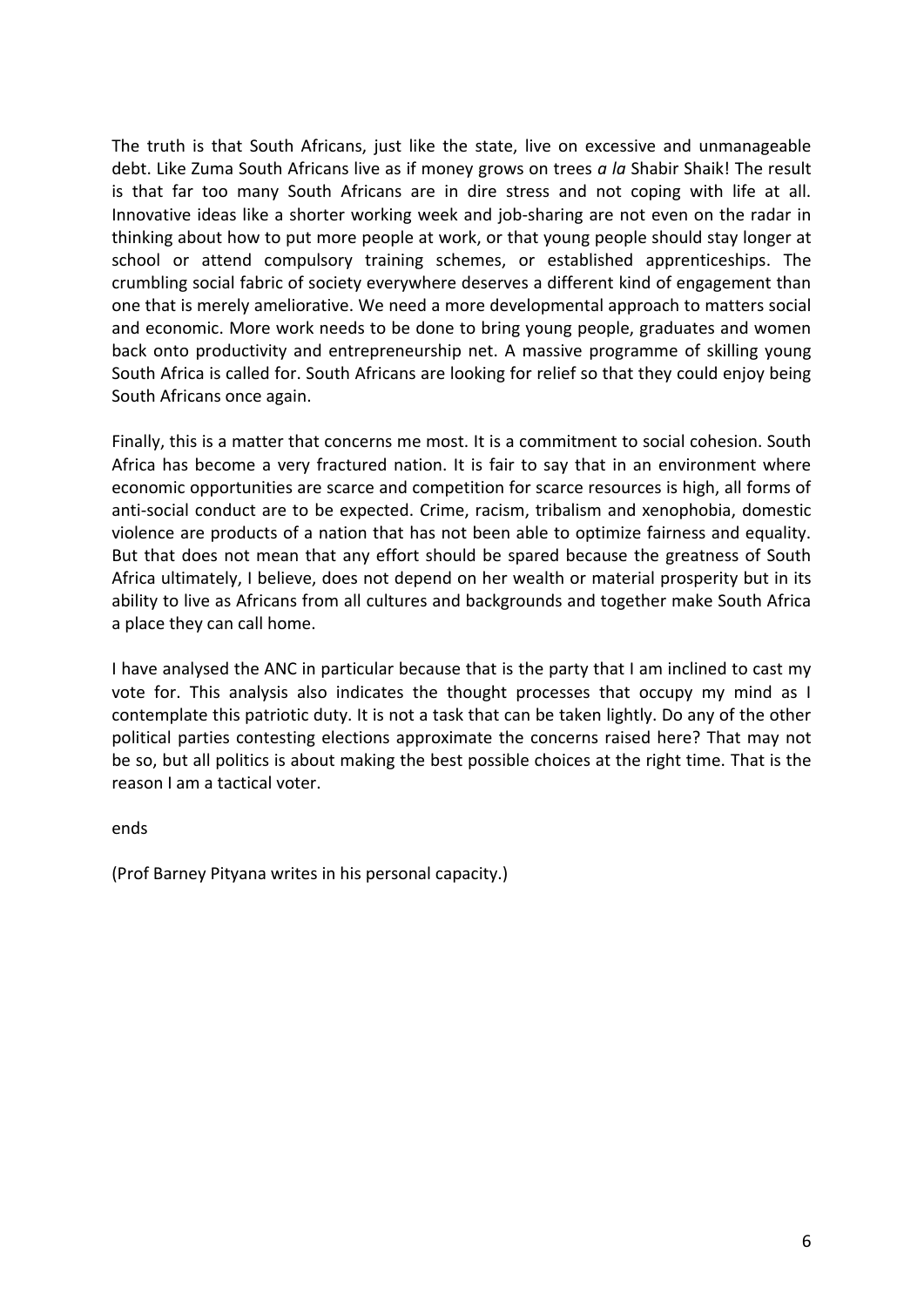The truth is that South Africans, just like the state, live on excessive and unmanageable debt. Like Zuma South Africans live as if money grows on trees *a la* Shabir Shaik! The result is that far too many South Africans are in dire stress and not coping with life at all. Innovative ideas like a shorter working week and job-sharing are not even on the radar in thinking about how to put more people at work, or that young people should stay longer at school or attend compulsory training schemes, or established apprenticeships. The crumbling social fabric of society everywhere deserves a different kind of engagement than one that is merely ameliorative. We need a more developmental approach to matters social and economic. More work needs to be done to bring young people, graduates and women back onto productivity and entrepreneurship net. A massive programme of skilling young South Africa is called for. South Africans are looking for relief so that they could enjoy being South Africans once again.

Finally, this is a matter that concerns me most. It is a commitment to social cohesion. South Africa has become a very fractured nation. It is fair to say that in an environment where economic opportunities are scarce and competition for scarce resources is high, all forms of anti-social conduct are to be expected. Crime, racism, tribalism and xenophobia, domestic violence are products of a nation that has not been able to optimize fairness and equality. But that does not mean that any effort should be spared because the greatness of South Africa ultimately, I believe, does not depend on her wealth or material prosperity but in its ability to live as Africans from all cultures and backgrounds and together make South Africa a place they can call home.

I have analysed the ANC in particular because that is the party that I am inclined to cast my vote for. This analysis also indicates the thought processes that occupy my mind as I contemplate this patriotic duty. It is not a task that can be taken lightly. Do any of the other political parties contesting elections approximate the concerns raised here? That may not be so, but all politics is about making the best possible choices at the right time. That is the reason I am a tactical voter.

ends

(Prof Barney Pityana writes in his personal capacity.)